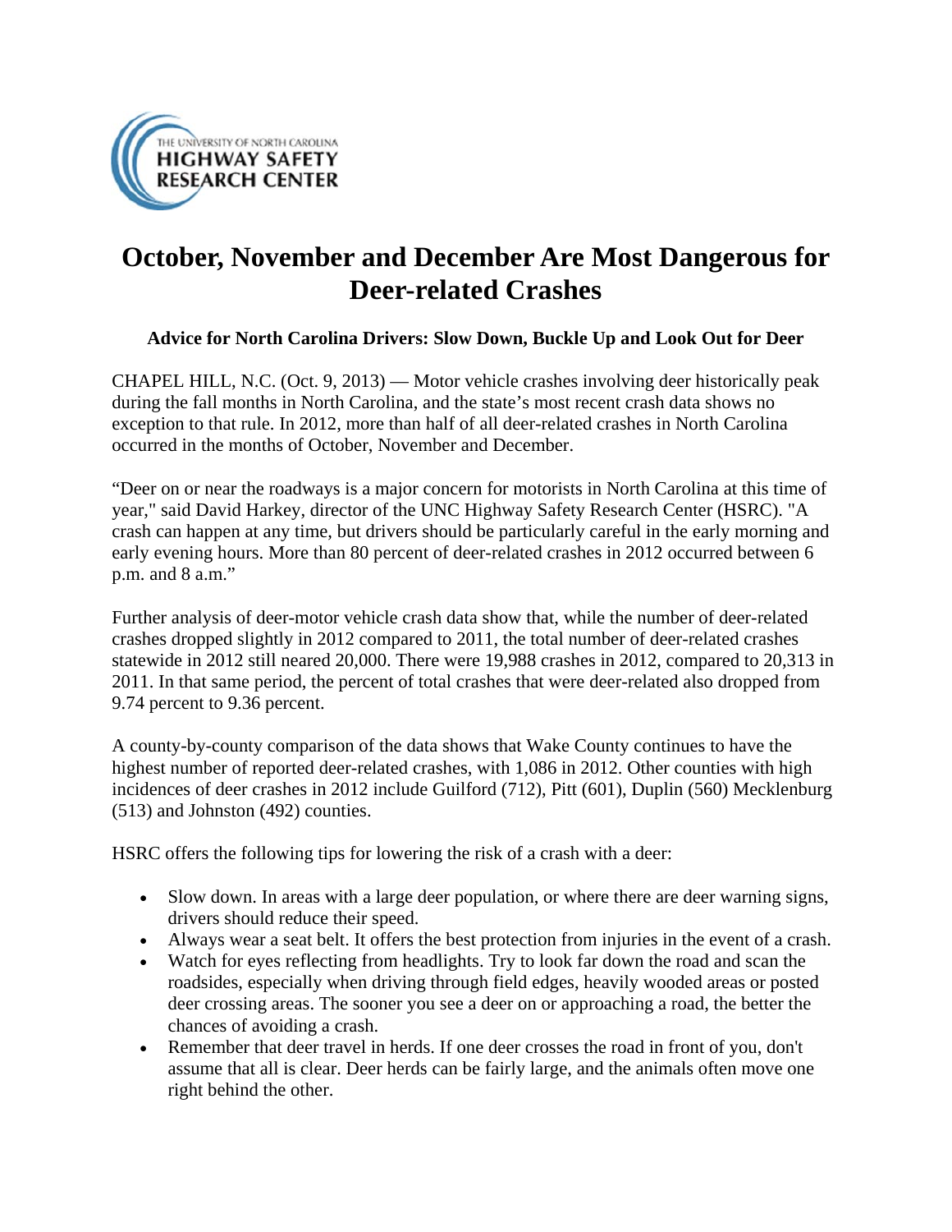THE UNIVERSITY OF NORTH CAROLINA
HIGHWAY SAFETY
RESEARCH CENTER

# October, November and December Are Most Dangerous for Deer-related Crashes

**Advice for North Carolina Drivers: Slow Down, Buckle Up and Look Out for Deer**

CHAPEL HILL, N.C. (Oct. 9, 2013) — Motor vehicle crashes involving deer historically peak during the fall months in North Carolina, and the state's most recent crash data shows no exception to that rule. In 2012, more than half of all deer-related crashes in North Carolina occurred in the months of October, November and December.

"Deer on or near the roadways is a major concern for motorists in North Carolina at this time of year," said David Harkey, director of the UNC Highway Safety Research Center (HSRC). "A crash can happen at any time, but drivers should be particularly careful in the early morning and early evening hours. More than 80 percent of deer-related crashes in 2012 occurred between 6 p.m. and 8 a.m."

Further analysis of deer-motor vehicle crash data show that, while the number of deer-related crashes dropped slightly in 2012 compared to 2011, the total number of deer-related crashes statewide in 2012 still neared 20,000. There were 19,988 crashes in 2012, compared to 20,313 in 2011. In that same period, the percent of total crashes that were deer-related also dropped from 9.74 percent to 9.36 percent.

A county-by-county comparison of the data shows that Wake County continues to have the highest number of reported deer-related crashes, with 1,086 in 2012. Other counties with high incidences of deer crashes in 2012 include Guilford (712), Pitt (601), Duplin (560) Mecklenburg (513) and Johnston (492) counties.

HSRC offers the following tips for lowering the risk of a crash with a deer:

- Slow down. In areas with a large deer population, or where there are deer warning signs, drivers should reduce their speed.
- Always wear a seat belt. It offers the best protection from injuries in the event of a crash.
- Watch for eyes reflecting from headlights. Try to look far down the road and scan the roadsides, especially when driving through field edges, heavily wooded areas or posted deer crossing areas. The sooner you see a deer on or approaching a road, the better the chances of avoiding a crash.
- Remember that deer travel in herds. If one deer crosses the road in front of you, don't assume that all is clear. Deer herds can be fairly large, and the animals often move one right behind the other.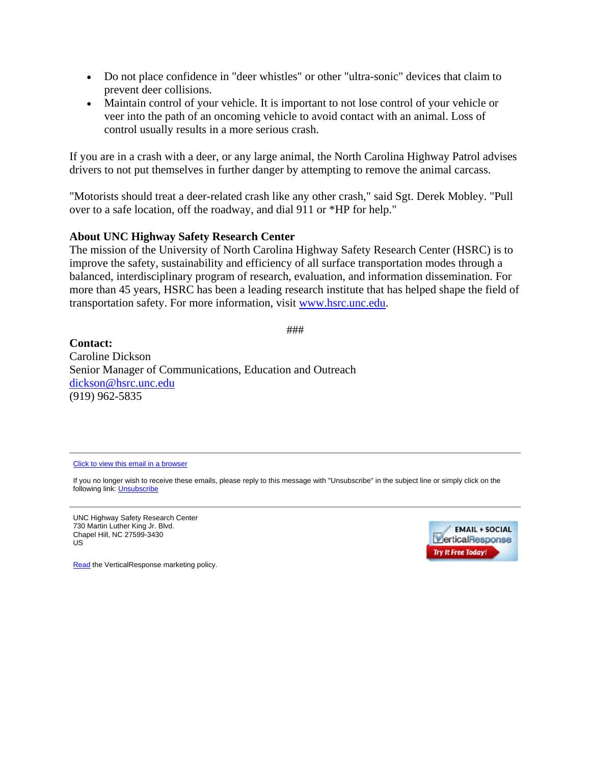- Do not place confidence in "deer whistles" or other "ultra-sonic" devices that claim to prevent deer collisions.
- Maintain control of your vehicle. It is important to not lose control of your vehicle or veer into the path of an oncoming vehicle to avoid contact with an animal. Loss of control usually results in a more serious crash.

If you are in a crash with a deer, or any large animal, the North Carolina Highway Patrol advises drivers to not put themselves in further danger by attempting to remove the animal carcass.

"Motorists should treat a deer-related crash like any other crash," said Sgt. Derek Mobley. "Pull over to a safe location, off the roadway, and dial 911 or *HP for help."

**About UNC Highway Safety Research Center**
The mission of the University of North Carolina Highway Safety Research Center (HSRC) is to improve the safety, sustainability and efficiency of all surface transportation modes through a balanced, interdisciplinary program of research, evaluation, and information dissemination. For more than 45 years, HSRC has been a leading research institute that has helped shape the field of transportation safety. For more information, visit www.hsrc.unc.edu.

###

**Contact:**
Caroline Dickson
Senior Manager of Communications, Education and Outreach
dickson@hsrc.unc.edu
(919) 962-5835

---

Click to view this email in a browser

If you no longer wish to receive these emails, please reply to this message with "Unsubscribe" in the subject line or simply click on the following link: Unsubscribe

---

UNC Highway Safety Research Center
730 Martin Luther King Jr. Blvd.
Chapel Hill, NC 27599-3430
US

EMAIL + SOCIAL VerticalResponse Try It Free Today!

Read the VerticalResponse marketing policy.